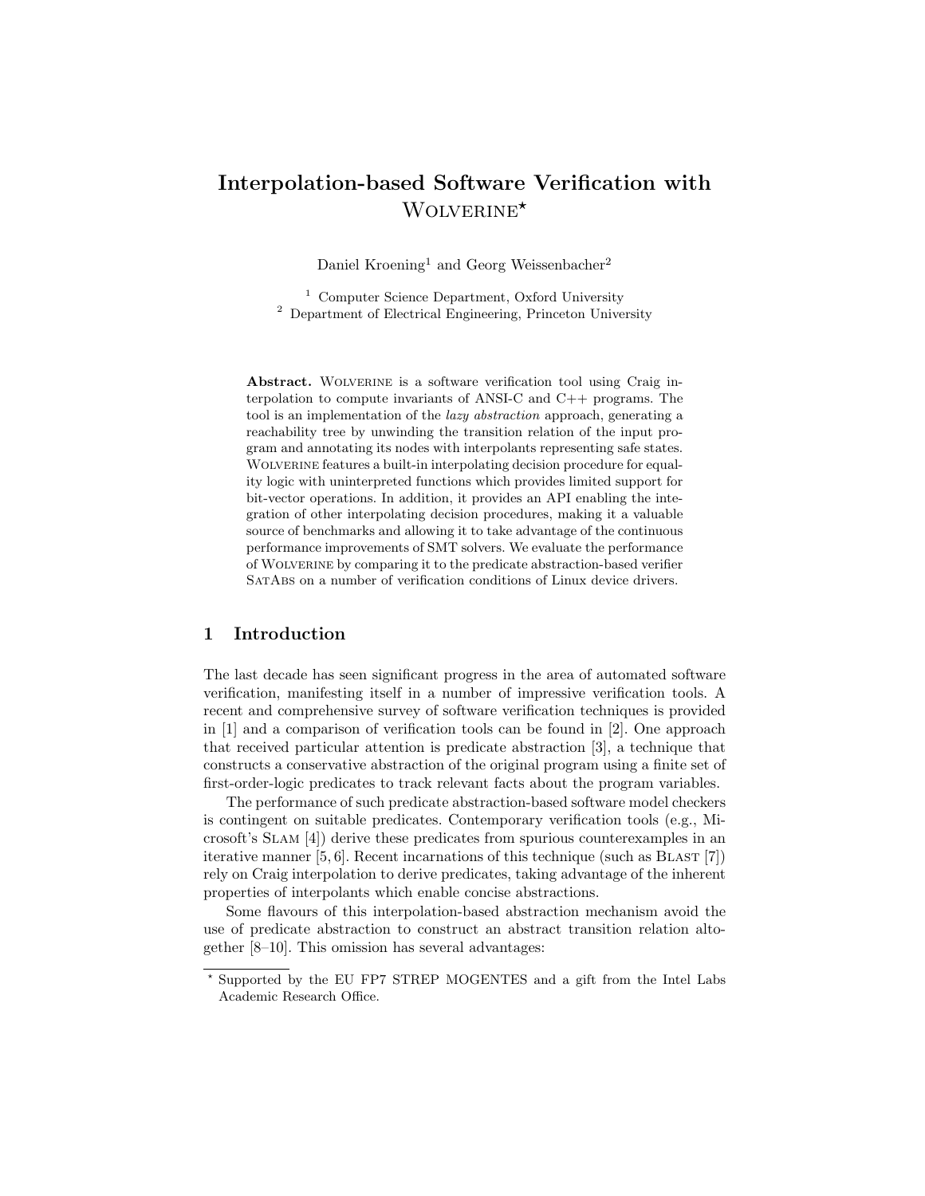# Interpolation-based Software Verification with Wolverine*

Daniel Kroening[1] and Georg Weissenbacher[2]

[1] Computer Science Department, Oxford University
[2] Department of Electrical Engineering, Princeton University

**Abstract.** Wolverine is a software verification tool using Craig interpolation to compute invariants of ANSI-C and C++ programs. The tool is an implementation of the *lazy abstraction* approach, generating a reachability tree by unwinding the transition relation of the input program and annotating its nodes with interpolants representing safe states. Wolverine features a built-in interpolating decision procedure for equality logic with uninterpreted functions which provides limited support for bit-vector operations. In addition, it provides an API enabling the integration of other interpolating decision procedures, making it a valuable source of benchmarks and allowing it to take advantage of the continuous performance improvements of SMT solvers. We evaluate the performance of Wolverine by comparing it to the predicate abstraction-based verifier SatAbs on a number of verification conditions of Linux device drivers.

## 1 Introduction

The last decade has seen significant progress in the area of automated software verification, manifesting itself in a number of impressive verification tools. A recent and comprehensive survey of software verification techniques is provided in [1] and a comparison of verification tools can be found in [2]. One approach that received particular attention is predicate abstraction [3], a technique that constructs a conservative abstraction of the original program using a finite set of first-order-logic predicates to track relevant facts about the program variables.

The performance of such predicate abstraction-based software model checkers is contingent on suitable predicates. Contemporary verification tools (e.g., Microsoft's Slam [4]) derive these predicates from spurious counterexamples in an iterative manner [5, 6]. Recent incarnations of this technique (such as Blast [7]) rely on Craig interpolation to derive predicates, taking advantage of the inherent properties of interpolants which enable concise abstractions.

Some flavours of this interpolation-based abstraction mechanism avoid the use of predicate abstraction to construct an abstract transition relation altogether [8–10]. This omission has several advantages:

---

* Supported by the EU FP7 STREP MOGENTES and a gift from the Intel Labs Academic Research Office.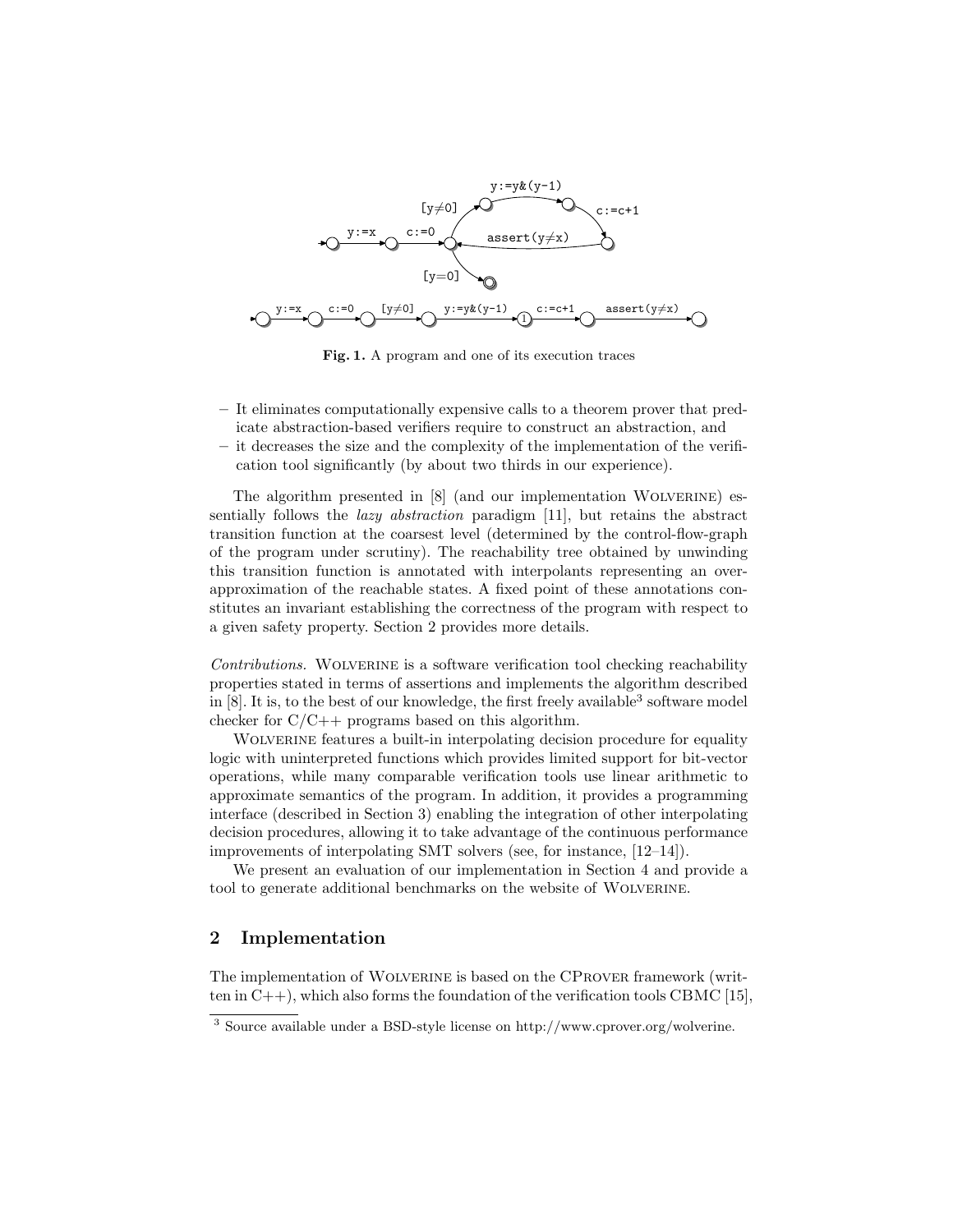Fig. 1. A program and one of its execution traces

– It eliminates computationally expensive calls to a theorem prover that predicate abstraction-based verifiers require to construct an abstraction, and
– it decreases the size and the complexity of the implementation of the verification tool significantly (by about two thirds in our experience).

The algorithm presented in [8] (and our implementation Wolverine) essentially follows the *lazy abstraction* paradigm [11], but retains the abstract transition function at the coarsest level (determined by the control-flow-graph of the program under scrutiny). The reachability tree obtained by unwinding this transition function is annotated with interpolants representing an over-approximation of the reachable states. A fixed point of these annotations constitutes an invariant establishing the correctness of the program with respect to a given safety property. Section 2 provides more details.

*Contributions.* Wolverine is a software verification tool checking reachability properties stated in terms of assertions and implements the algorithm described in [8]. It is, to the best of our knowledge, the first freely available[3] software model checker for C/C++ programs based on this algorithm.

Wolverine features a built-in interpolating decision procedure for equality logic with uninterpreted functions which provides limited support for bit-vector operations, while many comparable verification tools use linear arithmetic to approximate semantics of the program. In addition, it provides a programming interface (described in Section 3) enabling the integration of other interpolating decision procedures, allowing it to take advantage of the continuous performance improvements of interpolating SMT solvers (see, for instance, [12–14]).

We present an evaluation of our implementation in Section 4 and provide a tool to generate additional benchmarks on the website of Wolverine.

## 2 Implementation

The implementation of Wolverine is based on the CProver framework (written in C++), which also forms the foundation of the verification tools CBMC [15],

[3] Source available under a BSD-style license on http://www.cprover.org/wolverine.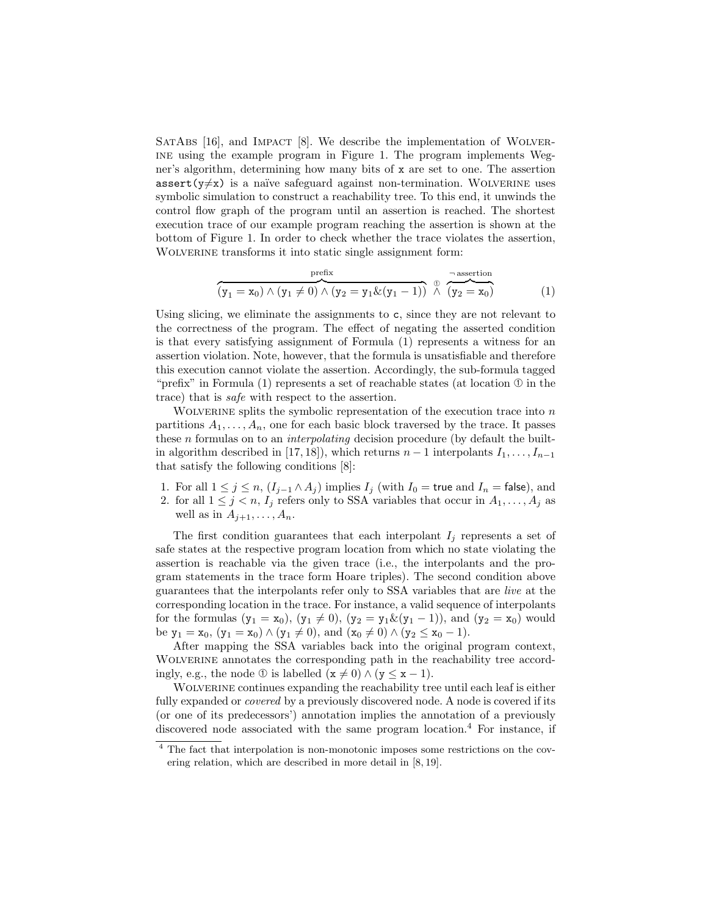SatAbs [16], and Impact [8]. We describe the implementation of Wolverine using the example program in Figure 1. The program implements Wegner's algorithm, determining how many bits of x are set to one. The assertion assert(y≠x) is a naïve safeguard against non-termination. Wolverine uses symbolic simulation to construct a reachability tree. To this end, it unwinds the control flow graph of the program until an assertion is reached. The shortest execution trace of our example program reaching the assertion is shown at the bottom of Figure 1. In order to check whether the trace violates the assertion, Wolverine transforms it into static single assignment form:

$$\overbrace{(\mathtt{y}_1 = \mathtt{x}_0) \wedge (\mathtt{y}_1 \neq 0) \wedge (\mathtt{y}_2 = \mathtt{y}_1 \& (\mathtt{y}_1 - 1))}^{\text{prefix}} \overset{①}{\wedge} \overbrace{(\mathtt{y}_2 = \mathtt{x}_0)}^{\neg\,\text{assertion}} \tag{1}$$

Using slicing, we eliminate the assignments to c, since they are not relevant to the correctness of the program. The effect of negating the asserted condition is that every satisfying assignment of Formula (1) represents a witness for an assertion violation. Note, however, that the formula is unsatisfiable and therefore this execution cannot violate the assertion. Accordingly, the sub-formula tagged "prefix" in Formula (1) represents a set of reachable states (at location ① in the trace) that is *safe* with respect to the assertion.

Wolverine splits the symbolic representation of the execution trace into $n$ partitions $A_1, \ldots, A_n$, one for each basic block traversed by the trace. It passes these $n$ formulas on to an *interpolating* decision procedure (by default the built-in algorithm described in [17, 18]), which returns $n-1$ interpolants $I_1, \ldots, I_{n-1}$ that satisfy the following conditions [8]:

1. For all $1 \leq j \leq n$, $(I_{j-1} \wedge A_j)$ implies $I_j$ (with $I_0 = \mathsf{true}$ and $I_n = \mathsf{false}$), and
2. for all $1 \leq j < n$, $I_j$ refers only to SSA variables that occur in $A_1, \ldots, A_j$ as well as in $A_{j+1}, \ldots, A_n$.

The first condition guarantees that each interpolant $I_j$ represents a set of safe states at the respective program location from which no state violating the assertion is reachable via the given trace (i.e., the interpolants and the program statements in the trace form Hoare triples). The second condition above guarantees that the interpolants refer only to SSA variables that are *live* at the corresponding location in the trace. For instance, a valid sequence of interpolants for the formulas $(\mathtt{y}_1 = \mathtt{x}_0)$, $(\mathtt{y}_1 \neq 0)$, $(\mathtt{y}_2 = \mathtt{y}_1 \& (\mathtt{y}_1 - 1))$, and $(\mathtt{y}_2 = \mathtt{x}_0)$ would be $\mathtt{y}_1 = \mathtt{x}_0$, $(\mathtt{y}_1 = \mathtt{x}_0) \wedge (\mathtt{y}_1 \neq 0)$, and $(\mathtt{x}_0 \neq 0) \wedge (\mathtt{y}_2 \leq \mathtt{x}_0 - 1)$.

After mapping the SSA variables back into the original program context, Wolverine annotates the corresponding path in the reachability tree accordingly, e.g., the node ① is labelled $(\mathtt{x} \neq 0) \wedge (\mathtt{y} \leq \mathtt{x} - 1)$.

Wolverine continues expanding the reachability tree until each leaf is either fully expanded or *covered* by a previously discovered node. A node is covered if its (or one of its predecessors') annotation implies the annotation of a previously discovered node associated with the same program location.[4] For instance, if

[4] The fact that interpolation is non-monotonic imposes some restrictions on the covering relation, which are described in more detail in [8, 19].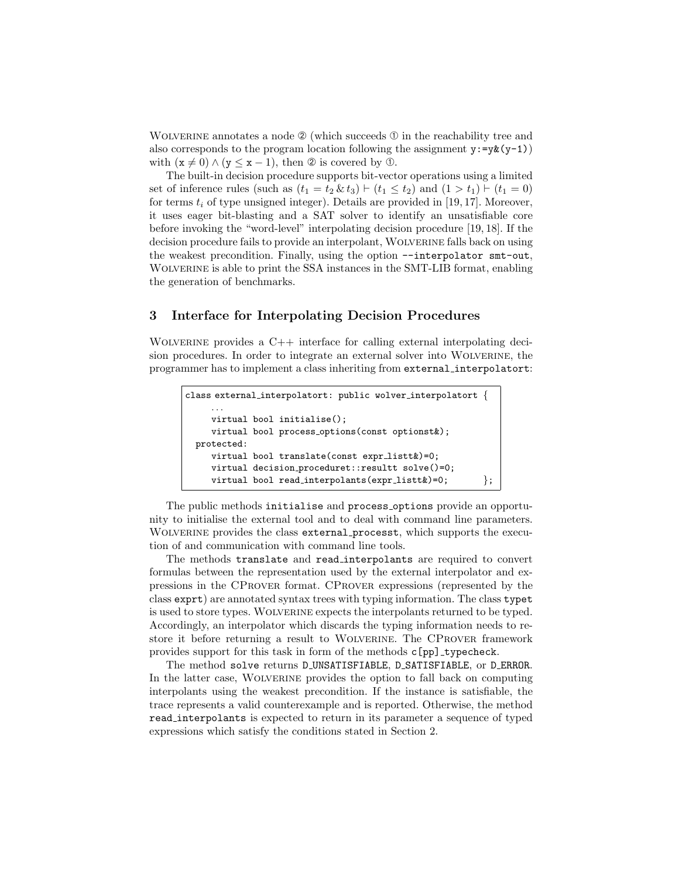WOLVERINE annotates a node ② (which succeeds ① in the reachability tree and also corresponds to the program location following the assignment `y:=y&(y-1)`) with $(\mathtt{x} \neq 0) \wedge (\mathtt{y} \leq \mathtt{x} - 1)$, then ② is covered by ①.

The built-in decision procedure supports bit-vector operations using a limited set of inference rules (such as $(t_1 = t_2 \,\&\, t_3) \vdash (t_1 \leq t_2)$ and $(1 > t_1) \vdash (t_1 = 0)$ for terms $t_i$ of type unsigned integer). Details are provided in [19, 17]. Moreover, it uses eager bit-blasting and a SAT solver to identify an unsatisfiable core before invoking the "word-level" interpolating decision procedure [19, 18]. If the decision procedure fails to provide an interpolant, WOLVERINE falls back on using the weakest precondition. Finally, using the option `--interpolator smt-out`, WOLVERINE is able to print the SSA instances in the SMT-LIB format, enabling the generation of benchmarks.

## 3 Interface for Interpolating Decision Procedures

WOLVERINE provides a C++ interface for calling external interpolating decision procedures. In order to integrate an external solver into WOLVERINE, the programmer has to implement a class inheriting from `external_interpolatort`:

```
class external_interpolatort: public wolver_interpolatort {
    ...
    virtual bool initialise();
    virtual bool process_options(const optionst&);
  protected:
    virtual bool translate(const expr_listt&)=0;
    virtual decision_proceduret::resultt solve()=0;
    virtual bool read_interpolants(expr_listt&)=0;       };
```

The public methods `initialise` and `process_options` provide an opportunity to initialise the external tool and to deal with command line parameters. WOLVERINE provides the class `external_processt`, which supports the execution of and communication with command line tools.

The methods `translate` and `read_interpolants` are required to convert formulas between the representation used by the external interpolator and expressions in the CPROVER format. CPROVER expressions (represented by the class `exprt`) are annotated syntax trees with typing information. The class `typet` is used to store types. WOLVERINE expects the interpolants returned to be typed. Accordingly, an interpolator which discards the typing information needs to restore it before returning a result to WOLVERINE. The CPROVER framework provides support for this task in form of the methods `c[pp]_typecheck`.

The method `solve` returns `D_UNSATISFIABLE`, `D_SATISFIABLE`, or `D_ERROR`. In the latter case, WOLVERINE provides the option to fall back on computing interpolants using the weakest precondition. If the instance is satisfiable, the trace represents a valid counterexample and is reported. Otherwise, the method `read_interpolants` is expected to return in its parameter a sequence of typed expressions which satisfy the conditions stated in Section 2.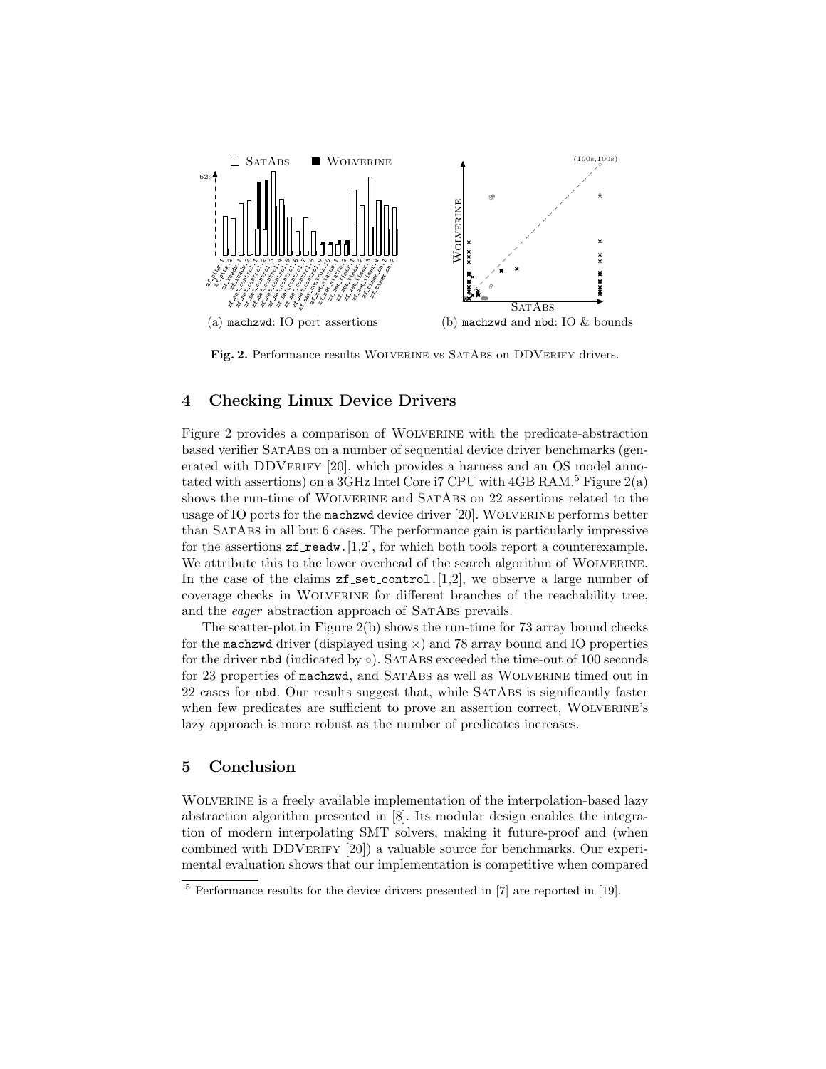(a) machzwd: IO port assertions

(b) machzwd and nbd: IO & bounds

**Fig. 2.** Performance results Wolverine vs SatAbs on DDVerify drivers.

## 4 Checking Linux Device Drivers

Figure 2 provides a comparison of Wolverine with the predicate-abstraction based verifier SatAbs on a number of sequential device driver benchmarks (generated with DDVerify [20], which provides a harness and an OS model annotated with assertions) on a 3GHz Intel Core i7 CPU with 4GB RAM.[5] Figure 2(a) shows the run-time of Wolverine and SatAbs on 22 assertions related to the usage of IO ports for the `machzwd` device driver [20]. Wolverine performs better than SatAbs in all but 6 cases. The performance gain is particularly impressive for the assertions `zf_readw.[1,2]`, for which both tools report a counterexample. We attribute this to the lower overhead of the search algorithm of Wolverine. In the case of the claims `zf_set_control.[1,2]`, we observe a large number of coverage checks in Wolverine for different branches of the reachability tree, and the *eager* abstraction approach of SatAbs prevails.

The scatter-plot in Figure 2(b) shows the run-time for 73 array bound checks for the `machzwd` driver (displayed using $\times$) and 78 array bound and IO properties for the driver `nbd` (indicated by $\circ$). SatAbs exceeded the time-out of 100 seconds for 23 properties of `machzwd`, and SatAbs as well as Wolverine timed out in 22 cases for `nbd`. Our results suggest that, while SatAbs is significantly faster when few predicates are sufficient to prove an assertion correct, Wolverine's lazy approach is more robust as the number of predicates increases.

## 5 Conclusion

Wolverine is a freely available implementation of the interpolation-based lazy abstraction algorithm presented in [8]. Its modular design enables the integration of modern interpolating SMT solvers, making it future-proof and (when combined with DDVerify [20]) a valuable source for benchmarks. Our experimental evaluation shows that our implementation is competitive when compared

[5] Performance results for the device drivers presented in [7] are reported in [19].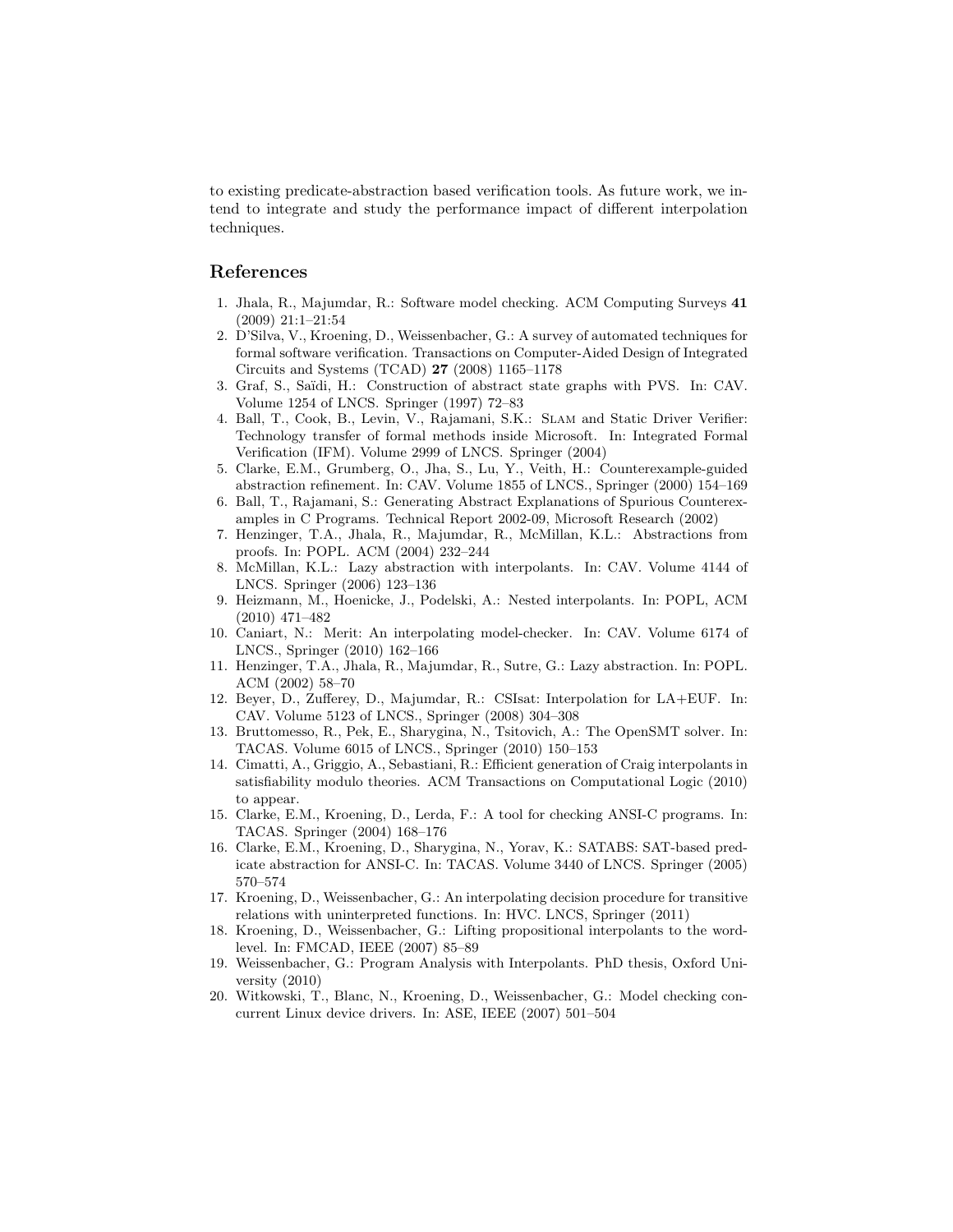to existing predicate-abstraction based verification tools. As future work, we intend to integrate and study the performance impact of different interpolation techniques.

## References

1. Jhala, R., Majumdar, R.: Software model checking. ACM Computing Surveys **41** (2009) 21:1–21:54
2. D'Silva, V., Kroening, D., Weissenbacher, G.: A survey of automated techniques for formal software verification. Transactions on Computer-Aided Design of Integrated Circuits and Systems (TCAD) **27** (2008) 1165–1178
3. Graf, S., Saïdi, H.: Construction of abstract state graphs with PVS. In: CAV. Volume 1254 of LNCS. Springer (1997) 72–83
4. Ball, T., Cook, B., Levin, V., Rajamani, S.K.: SLAM and Static Driver Verifier: Technology transfer of formal methods inside Microsoft. In: Integrated Formal Verification (IFM). Volume 2999 of LNCS. Springer (2004)
5. Clarke, E.M., Grumberg, O., Jha, S., Lu, Y., Veith, H.: Counterexample-guided abstraction refinement. In: CAV. Volume 1855 of LNCS., Springer (2000) 154–169
6. Ball, T., Rajamani, S.: Generating Abstract Explanations of Spurious Counterexamples in C Programs. Technical Report 2002-09, Microsoft Research (2002)
7. Henzinger, T.A., Jhala, R., Majumdar, R., McMillan, K.L.: Abstractions from proofs. In: POPL. ACM (2004) 232–244
8. McMillan, K.L.: Lazy abstraction with interpolants. In: CAV. Volume 4144 of LNCS. Springer (2006) 123–136
9. Heizmann, M., Hoenicke, J., Podelski, A.: Nested interpolants. In: POPL, ACM (2010) 471–482
10. Caniart, N.: Merit: An interpolating model-checker. In: CAV. Volume 6174 of LNCS., Springer (2010) 162–166
11. Henzinger, T.A., Jhala, R., Majumdar, R., Sutre, G.: Lazy abstraction. In: POPL. ACM (2002) 58–70
12. Beyer, D., Zufferey, D., Majumdar, R.: CSIsat: Interpolation for LA+EUF. In: CAV. Volume 5123 of LNCS., Springer (2008) 304–308
13. Bruttomesso, R., Pek, E., Sharygina, N., Tsitovich, A.: The OpenSMT solver. In: TACAS. Volume 6015 of LNCS., Springer (2010) 150–153
14. Cimatti, A., Griggio, A., Sebastiani, R.: Efficient generation of Craig interpolants in satisfiability modulo theories. ACM Transactions on Computational Logic (2010) to appear.
15. Clarke, E.M., Kroening, D., Lerda, F.: A tool for checking ANSI-C programs. In: TACAS. Springer (2004) 168–176
16. Clarke, E.M., Kroening, D., Sharygina, N., Yorav, K.: SATABS: SAT-based predicate abstraction for ANSI-C. In: TACAS. Volume 3440 of LNCS. Springer (2005) 570–574
17. Kroening, D., Weissenbacher, G.: An interpolating decision procedure for transitive relations with uninterpreted functions. In: HVC. LNCS, Springer (2011)
18. Kroening, D., Weissenbacher, G.: Lifting propositional interpolants to the word-level. In: FMCAD, IEEE (2007) 85–89
19. Weissenbacher, G.: Program Analysis with Interpolants. PhD thesis, Oxford University (2010)
20. Witkowski, T., Blanc, N., Kroening, D., Weissenbacher, G.: Model checking concurrent Linux device drivers. In: ASE, IEEE (2007) 501–504